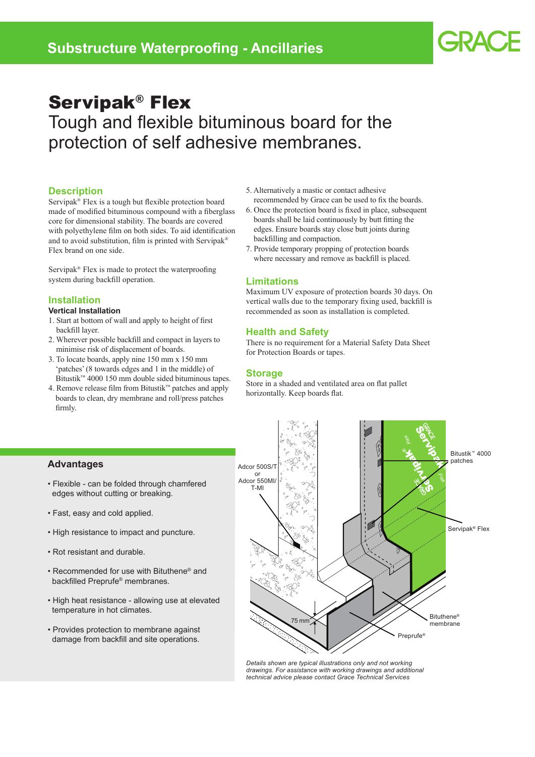# Servipak® Flex

Tough and flexible bituminous board for the protection of self adhesive membranes.

## Description

Servipak® Flex is a tough but flexible protection board made of modified bituminous compound with a fiberglass core for dimensional stability. The boards are covered with polyethylene film on both sides. To aid identification and to avoid substitution, film is printed with Servipak® Flex brand on one side.

Servipak® Flex is made to protect the waterproofing system during backfill operation.

## Installation

### Vertical Installation

1. Start at bottom of wall and apply to height of first backfill layer.
2. Wherever possible backfill and compact in layers to minimise risk of displacement of boards.
3. To locate boards, apply nine 150 mm x 150 mm 'patches' (8 towards edges and 1 in the middle) of Bitustik™ 4000 150 mm double sided bituminous tapes.
4. Remove release film from Bitustik™ patches and apply boards to clean, dry membrane and roll/press patches firmly.
5. Alternatively a mastic or contact adhesive recommended by Grace can be used to fix the boards.
6. Once the protection board is fixed in place, subsequent boards shall be laid continuously by butt fitting the edges. Ensure boards stay close butt joints during backfilling and compaction.
7. Provide temporary propping of protection boards where necessary and remove as backfill is placed.

## Limitations

Maximum UV exposure of protection boards 30 days. On vertical walls due to the temporary fixing used, backfill is recommended as soon as installation is completed.

## Health and Safety

There is no requirement for a Material Safety Data Sheet for Protection Boards or tapes.

## Storage

Store in a shaded and ventilated area on flat pallet horizontally. Keep boards flat.

## Advantages

- Flexible - can be folded through chamfered edges without cutting or breaking.
- Fast, easy and cold applied.
- High resistance to impact and puncture.
- Rot resistant and durable.
- Recommended for use with Bituthene® and backfilled Preprufe® membranes.
- High heat resistance - allowing use at elevated temperature in hot climates.
- Provides protection to membrane against damage from backfill and site operations.

Adcor 500S/T or Adcor 550MI/ T-MI

Bitustik™ 4000 patches

Servipak® Flex

75 mm

Bituthene® membrane

Preprufe®

*Details shown are typical illustrations only and not working drawings. For assistance with working drawings and additional technical advice please contact Grace Technical Services*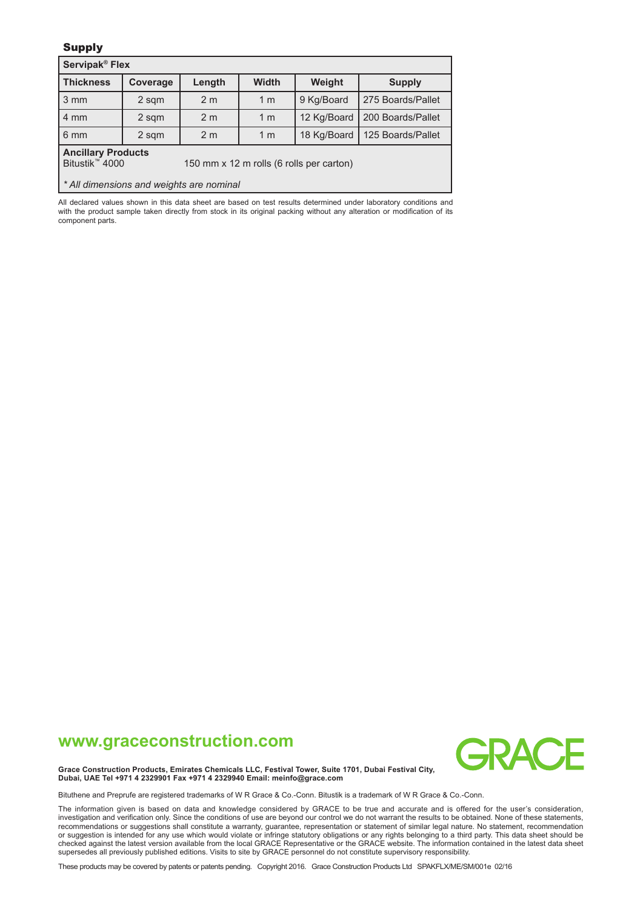## Supply

| Servipak® Flex | | | | | |
|---|---|---|---|---|---|
| **Thickness** | **Coverage** | **Length** | **Width** | **Weight** | **Supply** |
| 3 mm | 2 sqm | 2 m | 1 m | 9 Kg/Board | 275 Boards/Pallet |
| 4 mm | 2 sqm | 2 m | 1 m | 12 Kg/Board | 200 Boards/Pallet |
| 6 mm | 2 sqm | 2 m | 1 m | 18 Kg/Board | 125 Boards/Pallet |
| **Ancillary Products** | | | | | |
| Bitustik™ 4000 | 150 mm x 12 m rolls (6 rolls per carton) | | | | |
| *\* All dimensions and weights are nominal* | | | | | |

All declared values shown in this data sheet are based on test results determined under laboratory conditions and with the product sample taken directly from stock in its original packing without any alteration or modification of its component parts.

**www.graceconstruction.com**

GRACE

**Grace Construction Products, Emirates Chemicals LLC, Festival Tower, Suite 1701, Dubai Festival City, Dubai, UAE Tel +971 4 2329901 Fax +971 4 2329940 Email: meinfo@grace.com**

Bituthene and Preprufe are registered trademarks of W R Grace & Co.-Conn. Bitustik is a trademark of W R Grace & Co.-Conn.

The information given is based on data and knowledge considered by GRACE to be true and accurate and is offered for the user's consideration, investigation and verification only. Since the conditions of use are beyond our control we do not warrant the results to be obtained. None of these statements, recommendations or suggestions shall constitute a warranty, guarantee, representation or statement of similar legal nature. No statement, recommendation or suggestion is intended for any use which would violate or infringe statutory obligations or any rights belonging to a third party. This data sheet should be checked against the latest version available from the local GRACE Representative or the GRACE website. The information contained in the latest data sheet supersedes all previously published editions. Visits to site by GRACE personnel do not constitute supervisory responsibility.

These products may be covered by patents or patents pending. Copyright 2016. Grace Construction Products Ltd SPAKFLX/ME/SM/001e 02/16